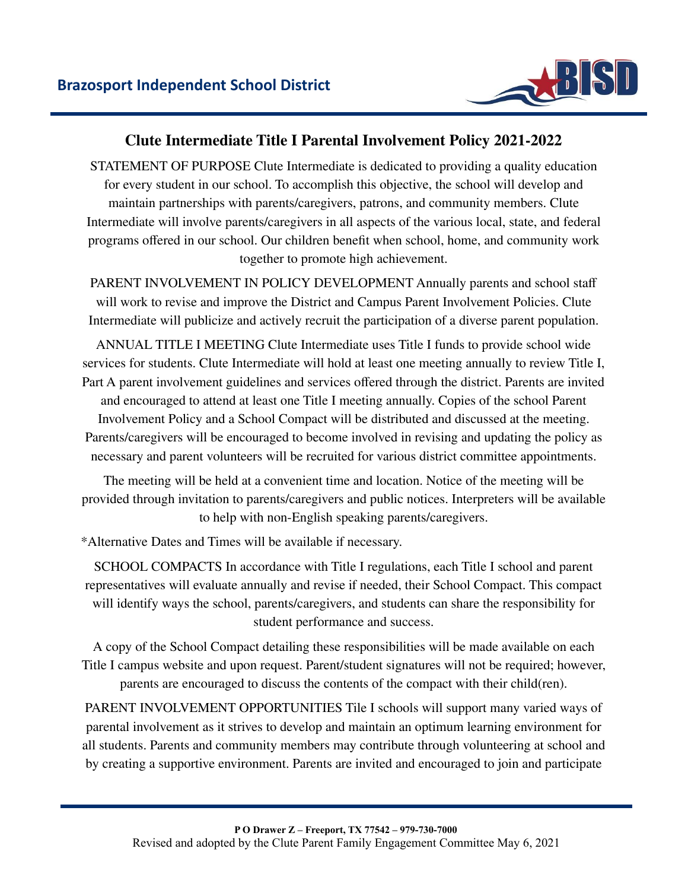**Brazosport Independent School District**

## Clute Intermediate Title I Parental Involvement Policy 2021-2022

STATEMENT OF PURPOSE Clute Intermediate is dedicated to providing a quality education for every student in our school. To accomplish this objective, the school will develop and maintain partnerships with parents/caregivers, patrons, and community members. Clute Intermediate will involve parents/caregivers in all aspects of the various local, state, and federal programs offered in our school. Our children benefit when school, home, and community work together to promote high achievement.

PARENT INVOLVEMENT IN POLICY DEVELOPMENT Annually parents and school staff will work to revise and improve the District and Campus Parent Involvement Policies. Clute Intermediate will publicize and actively recruit the participation of a diverse parent population.

ANNUAL TITLE I MEETING Clute Intermediate uses Title I funds to provide school wide services for students. Clute Intermediate will hold at least one meeting annually to review Title I, Part A parent involvement guidelines and services offered through the district. Parents are invited and encouraged to attend at least one Title I meeting annually. Copies of the school Parent Involvement Policy and a School Compact will be distributed and discussed at the meeting. Parents/caregivers will be encouraged to become involved in revising and updating the policy as necessary and parent volunteers will be recruited for various district committee appointments.

The meeting will be held at a convenient time and location. Notice of the meeting will be provided through invitation to parents/caregivers and public notices. Interpreters will be available to help with non-English speaking parents/caregivers.

*Alternative Dates and Times will be available if necessary.

SCHOOL COMPACTS In accordance with Title I regulations, each Title I school and parent representatives will evaluate annually and revise if needed, their School Compact. This compact will identify ways the school, parents/caregivers, and students can share the responsibility for student performance and success.

A copy of the School Compact detailing these responsibilities will be made available on each Title I campus website and upon request. Parent/student signatures will not be required; however, parents are encouraged to discuss the contents of the compact with their child(ren).

PARENT INVOLVEMENT OPPORTUNITIES Tile I schools will support many varied ways of parental involvement as it strives to develop and maintain an optimum learning environment for all students. Parents and community members may contribute through volunteering at school and by creating a supportive environment. Parents are invited and encouraged to join and participate

**P O Drawer Z – Freeport, TX 77542 – 979-730-7000**
Revised and adopted by the Clute Parent Family Engagement Committee May 6, 2021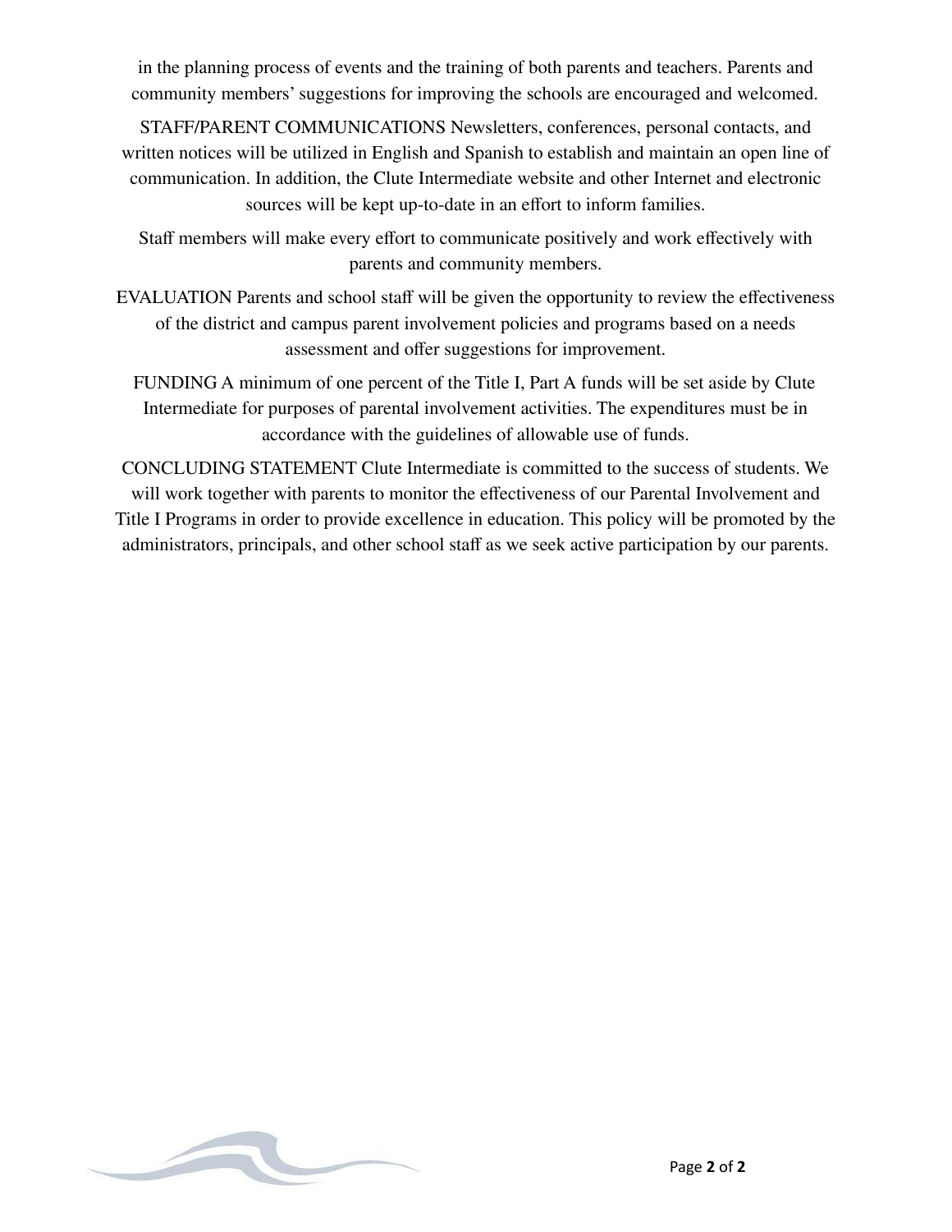in the planning process of events and the training of both parents and teachers. Parents and community members' suggestions for improving the schools are encouraged and welcomed.

STAFF/PARENT COMMUNICATIONS Newsletters, conferences, personal contacts, and written notices will be utilized in English and Spanish to establish and maintain an open line of communication. In addition, the Clute Intermediate website and other Internet and electronic sources will be kept up-to-date in an effort to inform families.

Staff members will make every effort to communicate positively and work effectively with parents and community members.

EVALUATION Parents and school staff will be given the opportunity to review the effectiveness of the district and campus parent involvement policies and programs based on a needs assessment and offer suggestions for improvement.

FUNDING A minimum of one percent of the Title I, Part A funds will be set aside by Clute Intermediate for purposes of parental involvement activities. The expenditures must be in accordance with the guidelines of allowable use of funds.

CONCLUDING STATEMENT Clute Intermediate is committed to the success of students. We will work together with parents to monitor the effectiveness of our Parental Involvement and Title I Programs in order to provide excellence in education. This policy will be promoted by the administrators, principals, and other school staff as we seek active participation by our parents.